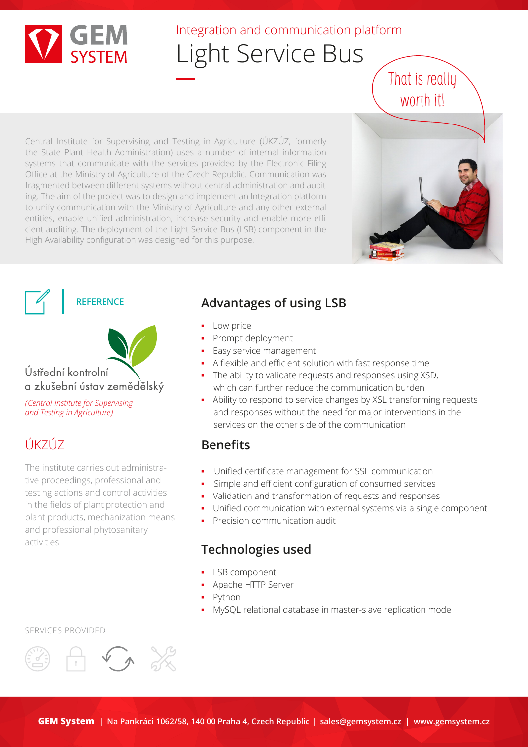GEM SYSTEM

Integration and communication platform

# Light Service Bus

That is really worth it!

Central Institute for Supervising and Testing in Agriculture (ÚKZÚZ, formerly the State Plant Health Administration) uses a number of internal information systems that communicate with the services provided by the Electronic Filing Office at the Ministry of Agriculture of the Czech Republic. Communication was fragmented between different systems without central administration and auditing. The aim of the project was to design and implement an Integration platform to unify communication with the Ministry of Agriculture and any other external entities, enable unified administration, increase security and enable more efficient auditing. The deployment of the Light Service Bus (LSB) component in the High Availability configuration was designed for this purpose.

**REFERENCE**

Ústřední kontrolní a zkušební ústav zemědělský

*(Central Institute for Supervising and Testing in Agriculture)*

## ÚKZÚZ

The institute carries out administrative proceedings, professional and testing actions and control activities in the fields of plant protection and plant products, mechanization means and professional phytosanitary activities

## Advantages of using LSB

- Low price
- Prompt deployment
- Easy service management
- A flexible and efficient solution with fast response time
- The ability to validate requests and responses using XSD, which can further reduce the communication burden
- Ability to respond to service changes by XSL transforming requests and responses without the need for major interventions in the services on the other side of the communication

## Benefits

- Unified certificate management for SSL communication
- Simple and efficient configuration of consumed services
- Validation and transformation of requests and responses
- Unified communication with external systems via a single component
- Precision communication audit

## Technologies used

- LSB component
- Apache HTTP Server
- Python
- MySQL relational database in master-slave replication mode

SERVICES PROVIDED

**GEM System** | Na Pankráci 1062/58, 140 00 Praha 4, Czech Republic | sales@gemsystem.cz | www.gemsystem.cz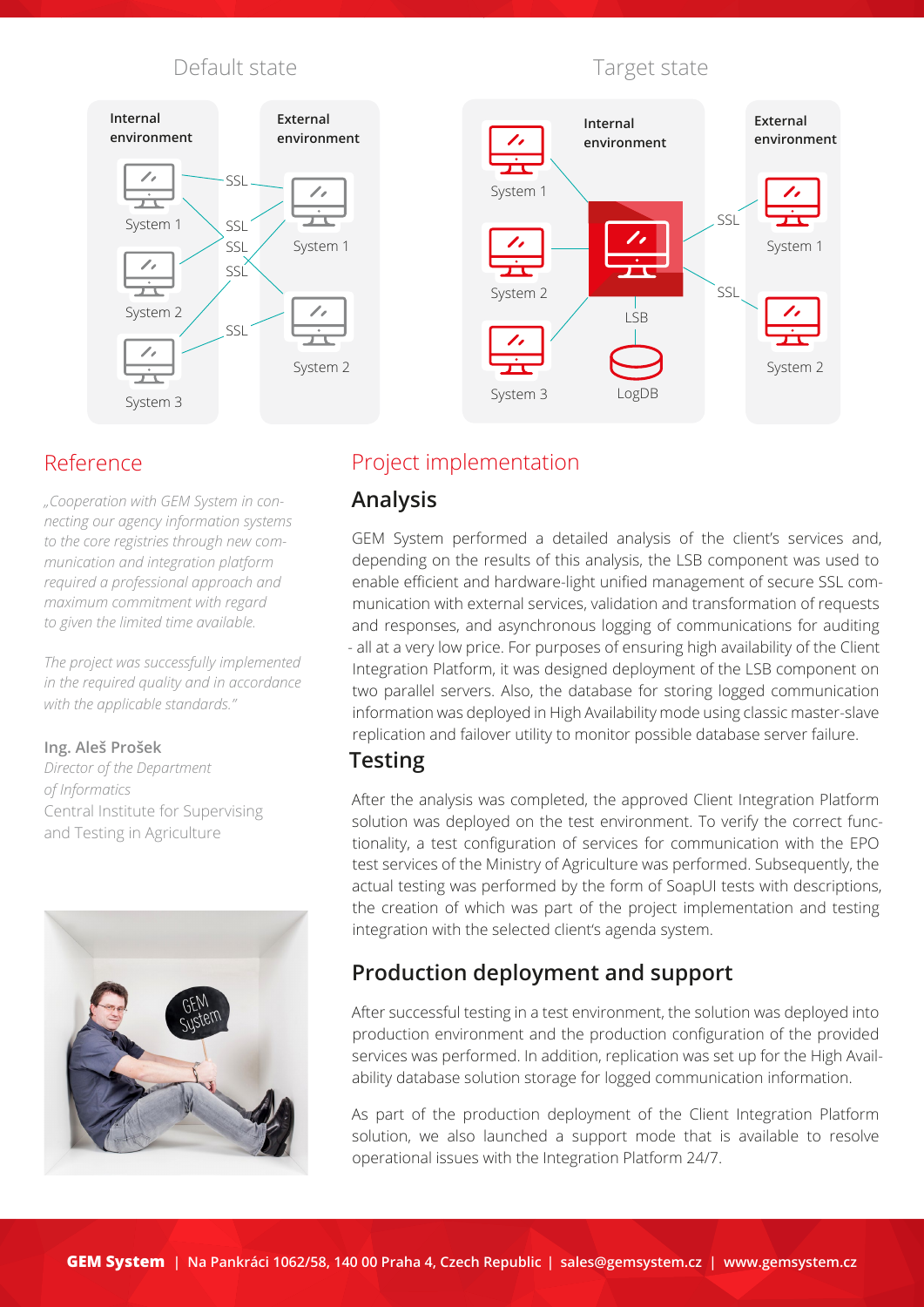Default state

Internal environment

External environment

System 1

System 2

System 3

System 1

System 2

SSL

SSL

SSL

SSL

SSL

Target state

Internal environment

External environment

System 1

System 2

System 3

LSB

LogDB

SSL

SSL

System 1

System 2

## Reference

*„Cooperation with GEM System in connecting our agency information systems to the core registries through new communication and integration platform required a professional approach and maximum commitment with regard to given the limited time available.*

*The project was successfully implemented in the required quality and in accordance with the applicable standards."*

**Ing. Aleš Prošek**
*Director of the Department of Informatics*
Central Institute for Supervising and Testing in Agriculture

## Project implementation

### Analysis

GEM System performed a detailed analysis of the client's services and, depending on the results of this analysis, the LSB component was used to enable efficient and hardware-light unified management of secure SSL communication with external services, validation and transformation of requests and responses, and asynchronous logging of communications for auditing - all at a very low price. For purposes of ensuring high availability of the Client Integration Platform, it was designed deployment of the LSB component on two parallel servers. Also, the database for storing logged communication information was deployed in High Availability mode using classic master-slave replication and failover utility to monitor possible database server failure.

### Testing

After the analysis was completed, the approved Client Integration Platform solution was deployed on the test environment. To verify the correct functionality, a test configuration of services for communication with the EPO test services of the Ministry of Agriculture was performed. Subsequently, the actual testing was performed by the form of SoapUI tests with descriptions, the creation of which was part of the project implementation and testing integration with the selected client's agenda system.

### Production deployment and support

After successful testing in a test environment, the solution was deployed into production environment and the production configuration of the provided services was performed. In addition, replication was set up for the High Availability database solution storage for logged communication information.

As part of the production deployment of the Client Integration Platform solution, we also launched a support mode that is available to resolve operational issues with the Integration Platform 24/7.

**GEM System** | Na Pankráci 1062/58, 140 00 Praha 4, Czech Republic | sales@gemsystem.cz | www.gemsystem.cz